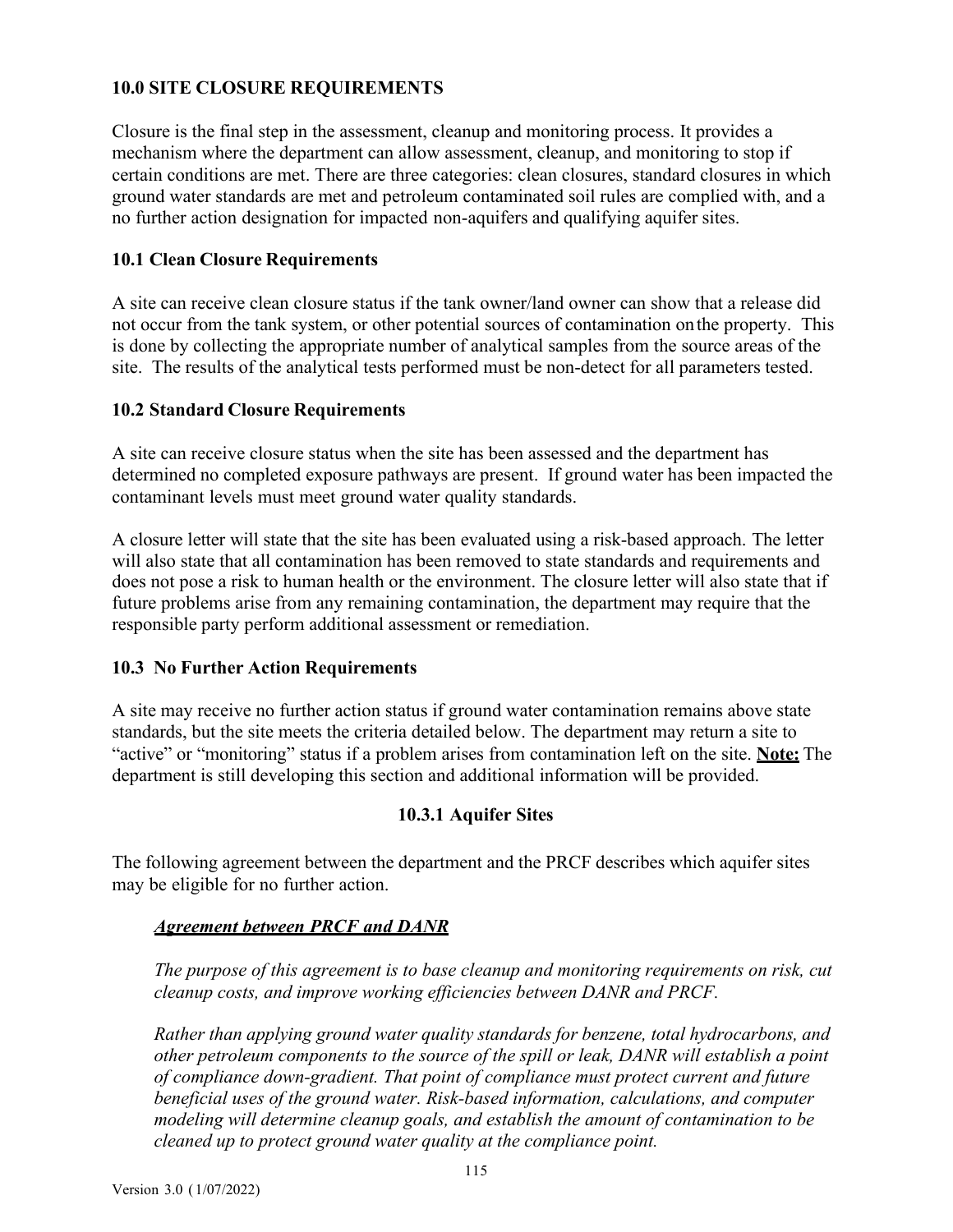# 10.0 SITE CLOSURE REQUIREMENTS

Closure is the final step in the assessment, cleanup and monitoring process. It provides a mechanism where the department can allow assessment, cleanup, and monitoring to stop if certain conditions are met. There are three categories: clean closures, standard closures in which ground water standards are met and petroleum contaminated soil rules are complied with, and a no further action designation for impacted non-aquifers and qualifying aquifer sites.

## 10.1 Clean Closure Requirements

A site can receive clean closure status if the tank owner/land owner can show that a release did not occur from the tank system, or other potential sources of contamination on the property. This is done by collecting the appropriate number of analytical samples from the source areas of the site. The results of the analytical tests performed must be non-detect for all parameters tested.

## 10.2 Standard Closure Requirements

A site can receive closure status when the site has been assessed and the department has determined no completed exposure pathways are present. If ground water has been impacted the contaminant levels must meet ground water quality standards.

A closure letter will state that the site has been evaluated using a risk-based approach. The letter will also state that all contamination has been removed to state standards and requirements and does not pose a risk to human health or the environment. The closure letter will also state that if future problems arise from any remaining contamination, the department may require that the responsible party perform additional assessment or remediation.

## 10.3 No Further Action Requirements

A site may receive no further action status if ground water contamination remains above state standards, but the site meets the criteria detailed below. The department may return a site to "active" or "monitoring" status if a problem arises from contamination left on the site. **Note:** The department is still developing this section and additional information will be provided.

### 10.3.1 Aquifer Sites

The following agreement between the department and the PRCF describes which aquifer sites may be eligible for no further action.

***Agreement between PRCF and DANR***

*The purpose of this agreement is to base cleanup and monitoring requirements on risk, cut cleanup costs, and improve working efficiencies between DANR and PRCF.*

*Rather than applying ground water quality standards for benzene, total hydrocarbons, and other petroleum components to the source of the spill or leak, DANR will establish a point of compliance down-gradient. That point of compliance must protect current and future beneficial uses of the ground water. Risk-based information, calculations, and computer modeling will determine cleanup goals, and establish the amount of contamination to be cleaned up to protect ground water quality at the compliance point.*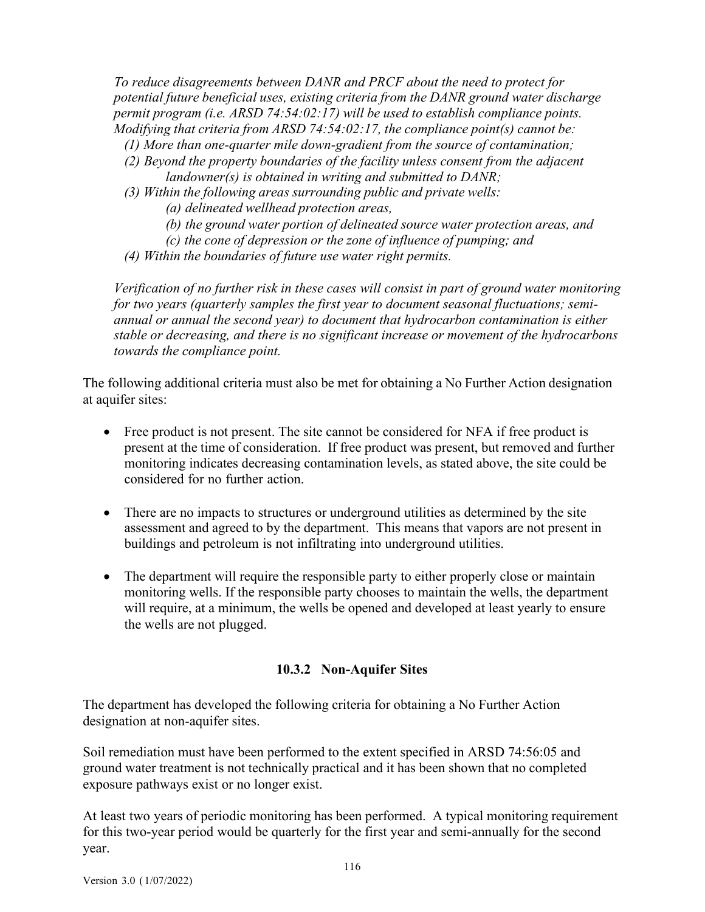*To reduce disagreements between DANR and PRCF about the need to protect for potential future beneficial uses, existing criteria from the DANR ground water discharge permit program (i.e. ARSD 74:54:02:17) will be used to establish compliance points. Modifying that criteria from ARSD 74:54:02:17, the compliance point(s) cannot be:*

*(1) More than one-quarter mile down-gradient from the source of contamination;*

*(2) Beyond the property boundaries of the facility unless consent from the adjacent landowner(s) is obtained in writing and submitted to DANR;*

*(3) Within the following areas surrounding public and private wells:*

*(a) delineated wellhead protection areas,*

*(b) the ground water portion of delineated source water protection areas, and*

*(c) the cone of depression or the zone of influence of pumping; and*

*(4) Within the boundaries of future use water right permits.*

*Verification of no further risk in these cases will consist in part of ground water monitoring for two years (quarterly samples the first year to document seasonal fluctuations; semi-annual or annual the second year) to document that hydrocarbon contamination is either stable or decreasing, and there is no significant increase or movement of the hydrocarbons towards the compliance point.*

The following additional criteria must also be met for obtaining a No Further Action designation at aquifer sites:

- Free product is not present. The site cannot be considered for NFA if free product is present at the time of consideration. If free product was present, but removed and further monitoring indicates decreasing contamination levels, as stated above, the site could be considered for no further action.

- There are no impacts to structures or underground utilities as determined by the site assessment and agreed to by the department. This means that vapors are not present in buildings and petroleum is not infiltrating into underground utilities.

- The department will require the responsible party to either properly close or maintain monitoring wells. If the responsible party chooses to maintain the wells, the department will require, at a minimum, the wells be opened and developed at least yearly to ensure the wells are not plugged.

### 10.3.2 Non-Aquifer Sites

The department has developed the following criteria for obtaining a No Further Action designation at non-aquifer sites.

Soil remediation must have been performed to the extent specified in ARSD 74:56:05 and ground water treatment is not technically practical and it has been shown that no completed exposure pathways exist or no longer exist.

At least two years of periodic monitoring has been performed. A typical monitoring requirement for this two-year period would be quarterly for the first year and semi-annually for the second year.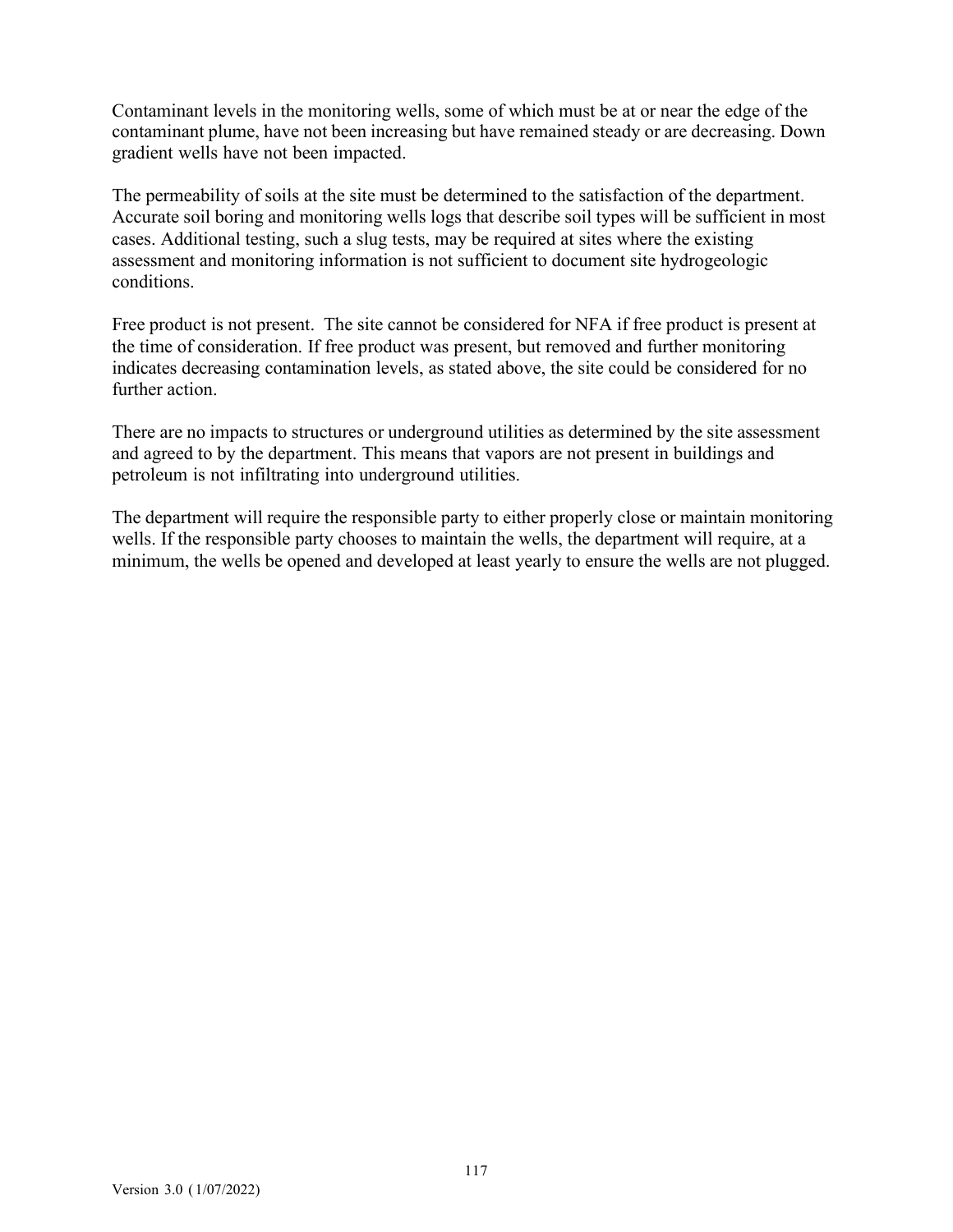Contaminant levels in the monitoring wells, some of which must be at or near the edge of the contaminant plume, have not been increasing but have remained steady or are decreasing. Down gradient wells have not been impacted.

The permeability of soils at the site must be determined to the satisfaction of the department. Accurate soil boring and monitoring wells logs that describe soil types will be sufficient in most cases. Additional testing, such a slug tests, may be required at sites where the existing assessment and monitoring information is not sufficient to document site hydrogeologic conditions.

Free product is not present. The site cannot be considered for NFA if free product is present at the time of consideration. If free product was present, but removed and further monitoring indicates decreasing contamination levels, as stated above, the site could be considered for no further action.

There are no impacts to structures or underground utilities as determined by the site assessment and agreed to by the department. This means that vapors are not present in buildings and petroleum is not infiltrating into underground utilities.

The department will require the responsible party to either properly close or maintain monitoring wells. If the responsible party chooses to maintain the wells, the department will require, at a minimum, the wells be opened and developed at least yearly to ensure the wells are not plugged.